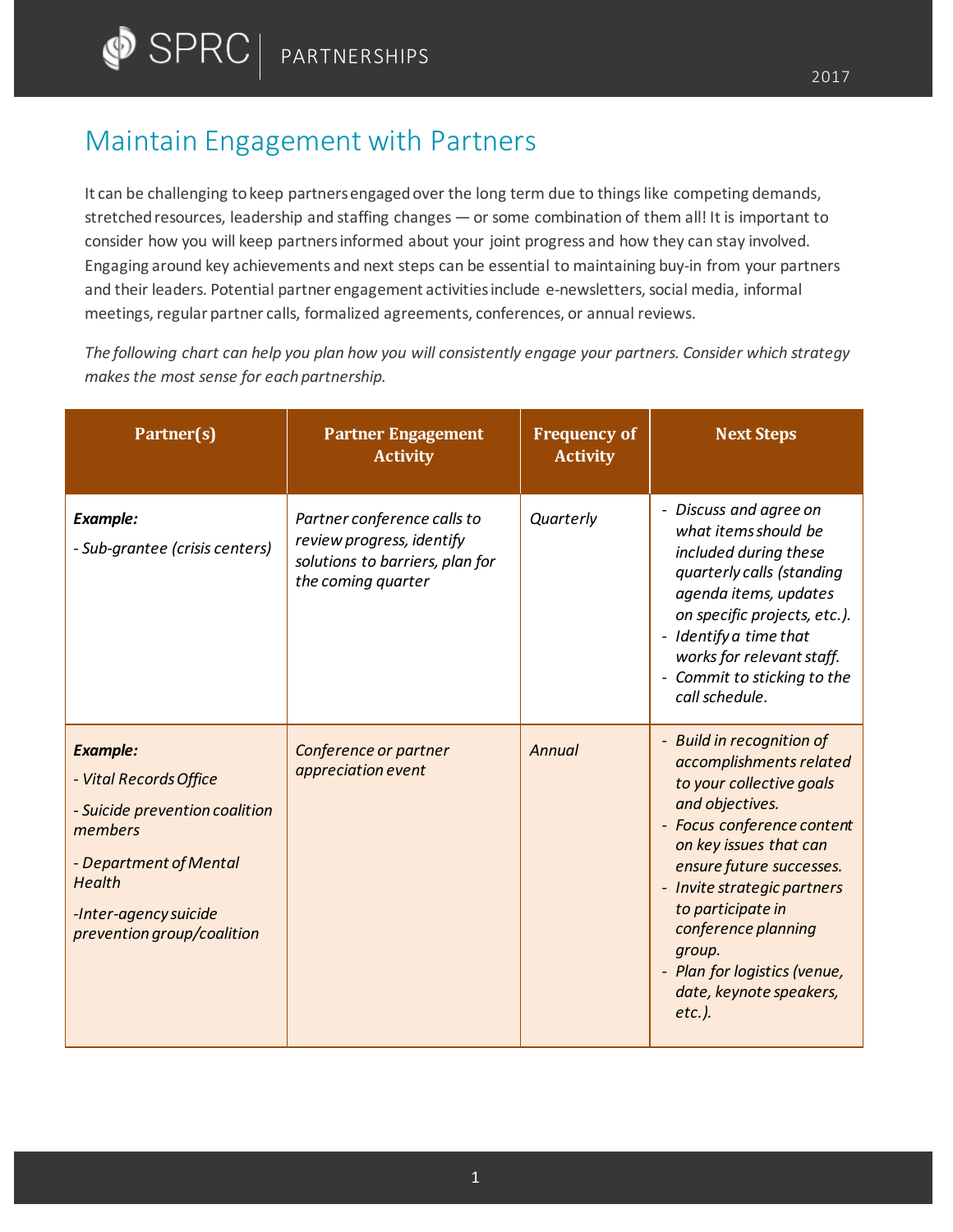# Maintain Engagement with Partners

It can be challenging to keep partners engaged over the long term due to things like competing demands, stretched resources, leadership and staffing changes — or some combination of them all! It is important to consider how you will keep partners informed about your joint progress and how they can stay involved. Engaging around key achievements and next steps can be essential to maintaining buy-in from your partners and their leaders. Potential partner engagement activities include e-newsletters, social media, informal meetings, regular partner calls, formalized agreements, conferences, or annual reviews.

*The following chart can help you plan how you will consistently engage your partners. Consider which strategy makes the most sense for each partnership.*

| Partner(s) | Partner Engagement Activity | Frequency of Activity | Next Steps |
|---|---|---|---|
| ***Example:***<br>*- Sub-grantee (crisis centers)* | *Partner conference calls to review progress, identify solutions to barriers, plan for the coming quarter* | *Quarterly* | *- Discuss and agree on what items should be included during these quarterly calls (standing agenda items, updates on specific projects, etc.).*<br>*- Identify a time that works for relevant staff.*<br>*- Commit to sticking to the call schedule.* |
| ***Example:***<br>*- Vital Records Office*<br>*- Suicide prevention coalition members*<br>*- Department of Mental Health*<br>*-Inter-agency suicide prevention group/coalition* | *Conference or partner appreciation event* | *Annual* | *- Build in recognition of accomplishments related to your collective goals and objectives.*<br>*- Focus conference content on key issues that can ensure future successes.*<br>*- Invite strategic partners to participate in conference planning group.*<br>*- Plan for logistics (venue, date, keynote speakers, etc.).* |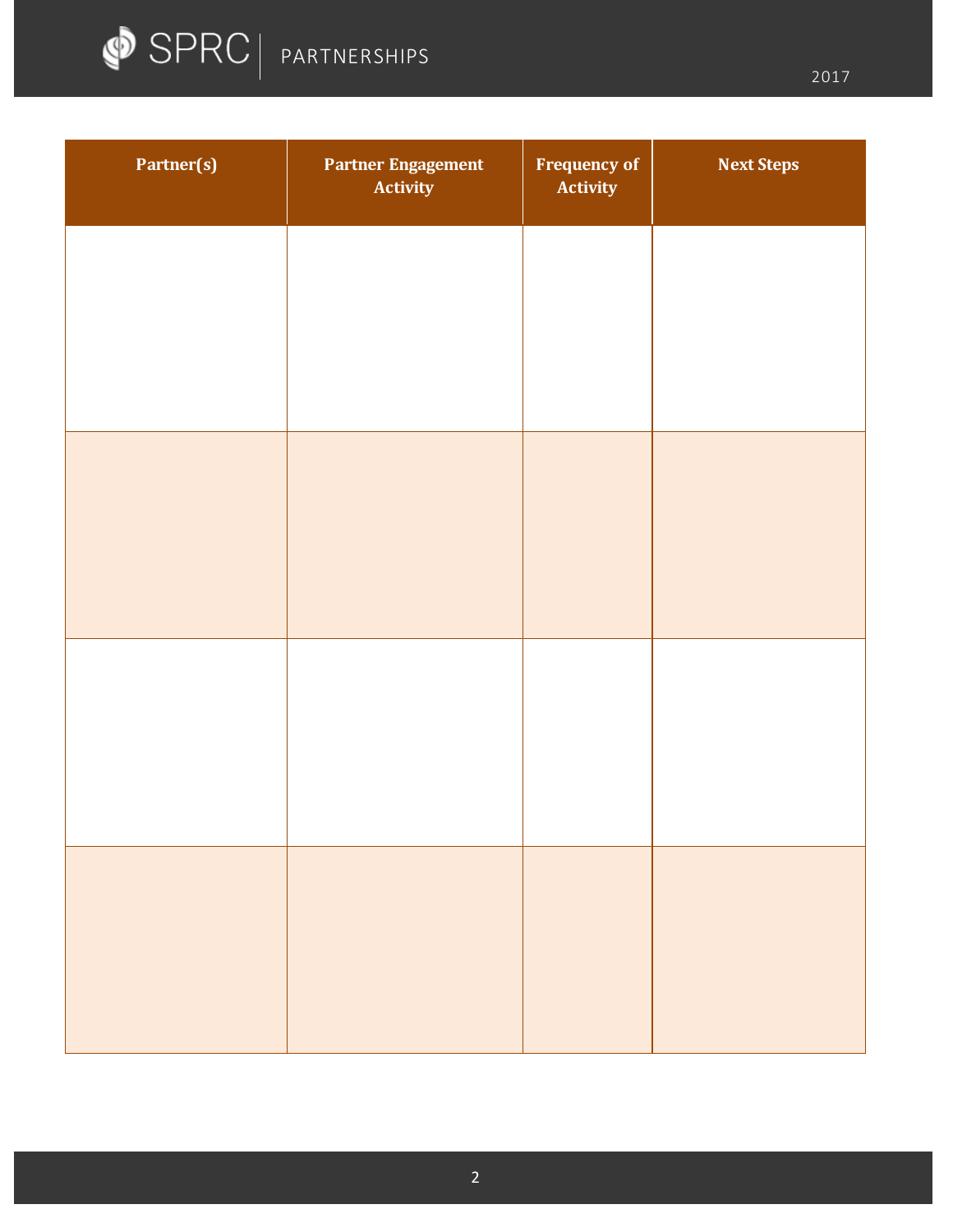| Partner(s) | Partner Engagement Activity | Frequency of Activity | Next Steps |
|---|---|---|---|
| | | | |
| | | | |
| | | | |
| | | | |